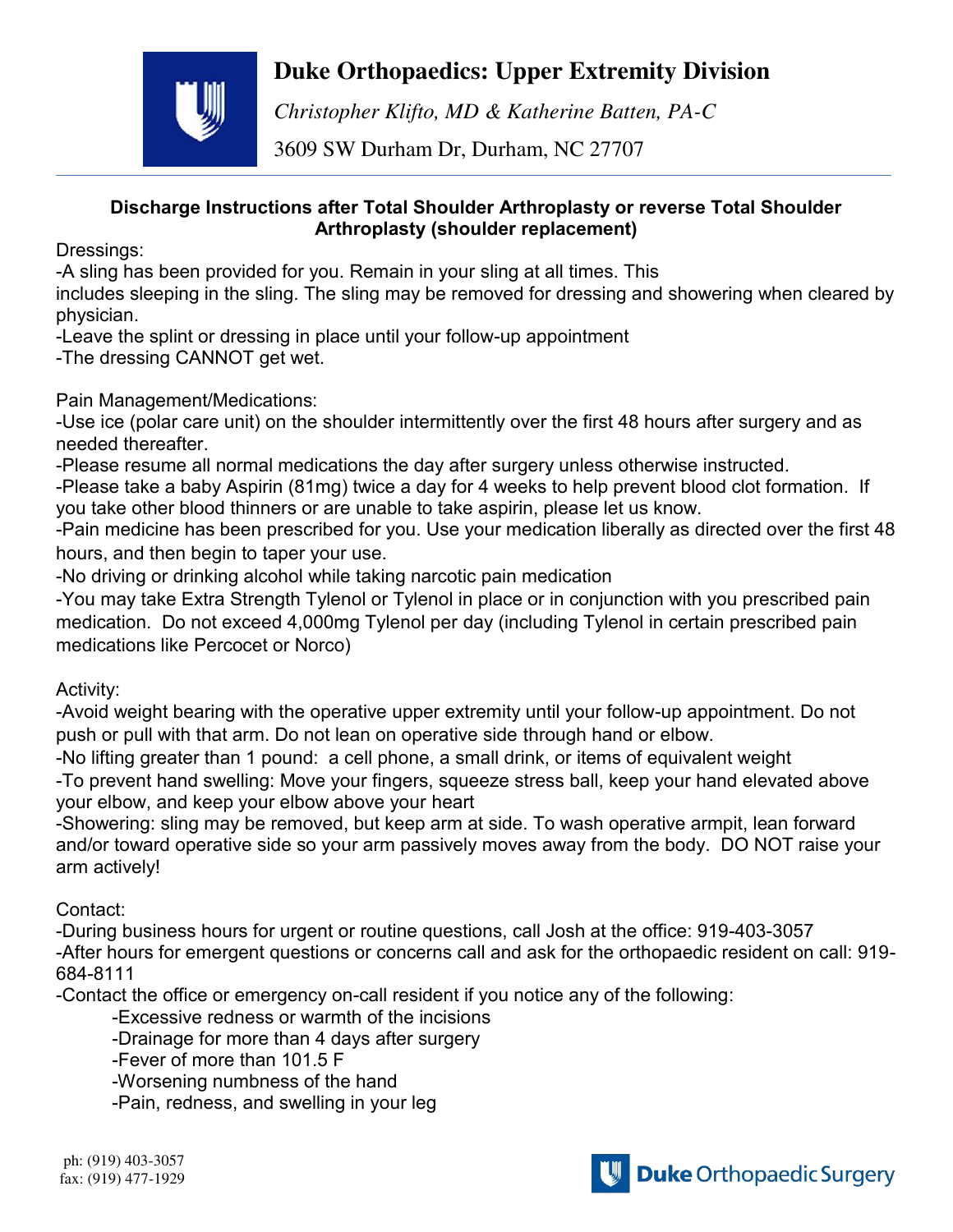# Duke Orthopaedics: Upper Extremity Division

*Christopher Klifto, MD & Katherine Batten, PA-C*

3609 SW Durham Dr, Durham, NC 27707

---

## Discharge Instructions after Total Shoulder Arthroplasty or reverse Total Shoulder Arthroplasty (shoulder replacement)

Dressings:

-A sling has been provided for you. Remain in your sling at all times. This includes sleeping in the sling. The sling may be removed for dressing and showering when cleared by physician.

-Leave the splint or dressing in place until your follow-up appointment

-The dressing CANNOT get wet.

Pain Management/Medications:

-Use ice (polar care unit) on the shoulder intermittently over the first 48 hours after surgery and as needed thereafter.

-Please resume all normal medications the day after surgery unless otherwise instructed.

-Please take a baby Aspirin (81mg) twice a day for 4 weeks to help prevent blood clot formation. If you take other blood thinners or are unable to take aspirin, please let us know.

-Pain medicine has been prescribed for you. Use your medication liberally as directed over the first 48 hours, and then begin to taper your use.

-No driving or drinking alcohol while taking narcotic pain medication

-You may take Extra Strength Tylenol or Tylenol in place or in conjunction with you prescribed pain medication. Do not exceed 4,000mg Tylenol per day (including Tylenol in certain prescribed pain medications like Percocet or Norco)

Activity:

-Avoid weight bearing with the operative upper extremity until your follow-up appointment. Do not push or pull with that arm. Do not lean on operative side through hand or elbow.

-No lifting greater than 1 pound: a cell phone, a small drink, or items of equivalent weight

-To prevent hand swelling: Move your fingers, squeeze stress ball, keep your hand elevated above your elbow, and keep your elbow above your heart

-Showering: sling may be removed, but keep arm at side. To wash operative armpit, lean forward and/or toward operative side so your arm passively moves away from the body. DO NOT raise your arm actively!

Contact:

-During business hours for urgent or routine questions, call Josh at the office: 919-403-3057

-After hours for emergent questions or concerns call and ask for the orthopaedic resident on call: 919-684-8111

-Contact the office or emergency on-call resident if you notice any of the following:

- -Excessive redness or warmth of the incisions
- -Drainage for more than 4 days after surgery
- -Fever of more than 101.5 F
- -Worsening numbness of the hand
- -Pain, redness, and swelling in your leg

ph: (919) 403-3057
fax: (919) 477-1929

Duke Orthopaedic Surgery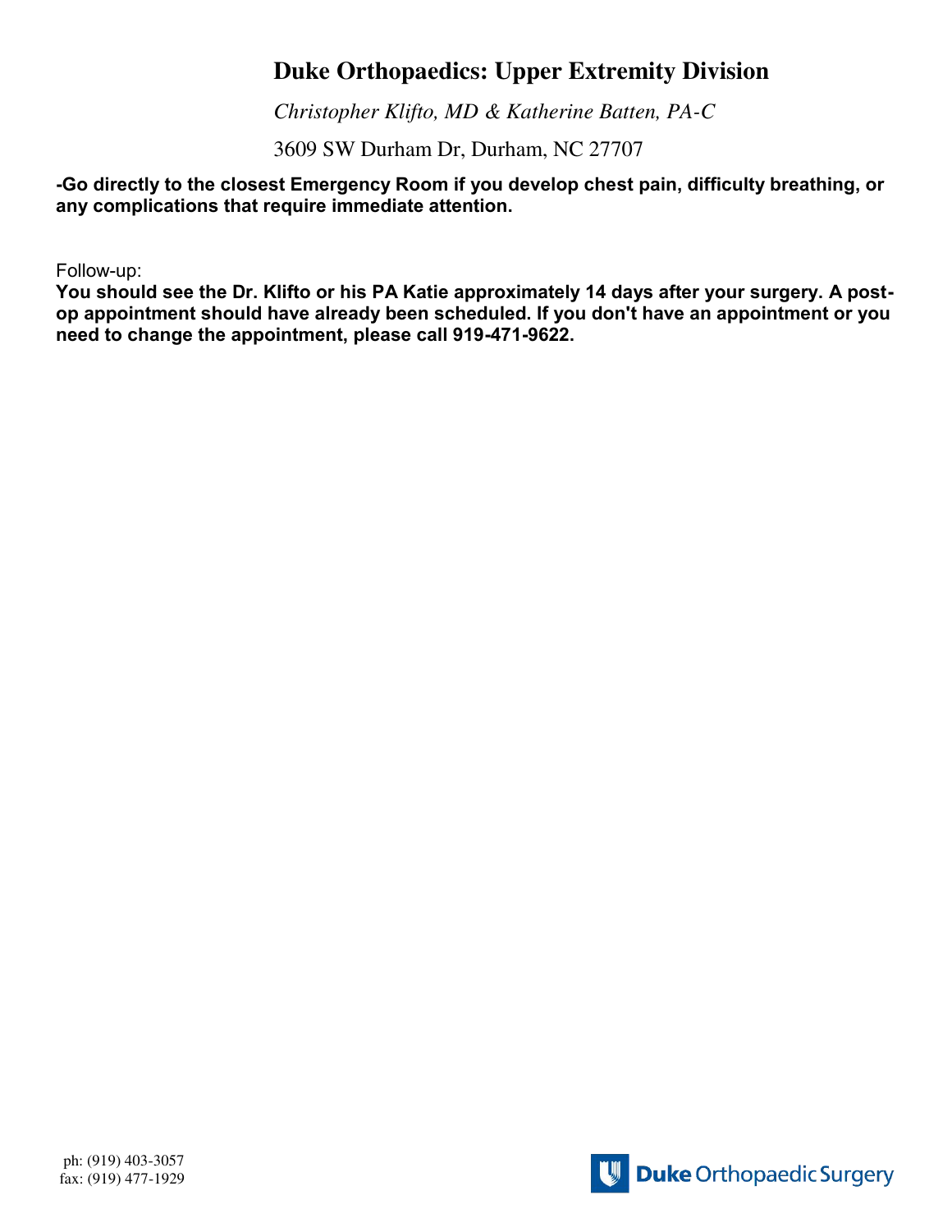## Duke Orthopaedics: Upper Extremity Division

*Christopher Klifto, MD & Katherine Batten, PA-C*

3609 SW Durham Dr, Durham, NC 27707

**-Go directly to the closest Emergency Room if you develop chest pain, difficulty breathing, or any complications that require immediate attention.**

Follow-up:

**You should see the Dr. Klifto or his PA Katie approximately 14 days after your surgery. A post-op appointment should have already been scheduled. If you don't have an appointment or you need to change the appointment, please call 919-471-9622.**

ph: (919) 403-3057
fax: (919) 477-1929

Duke Orthopaedic Surgery